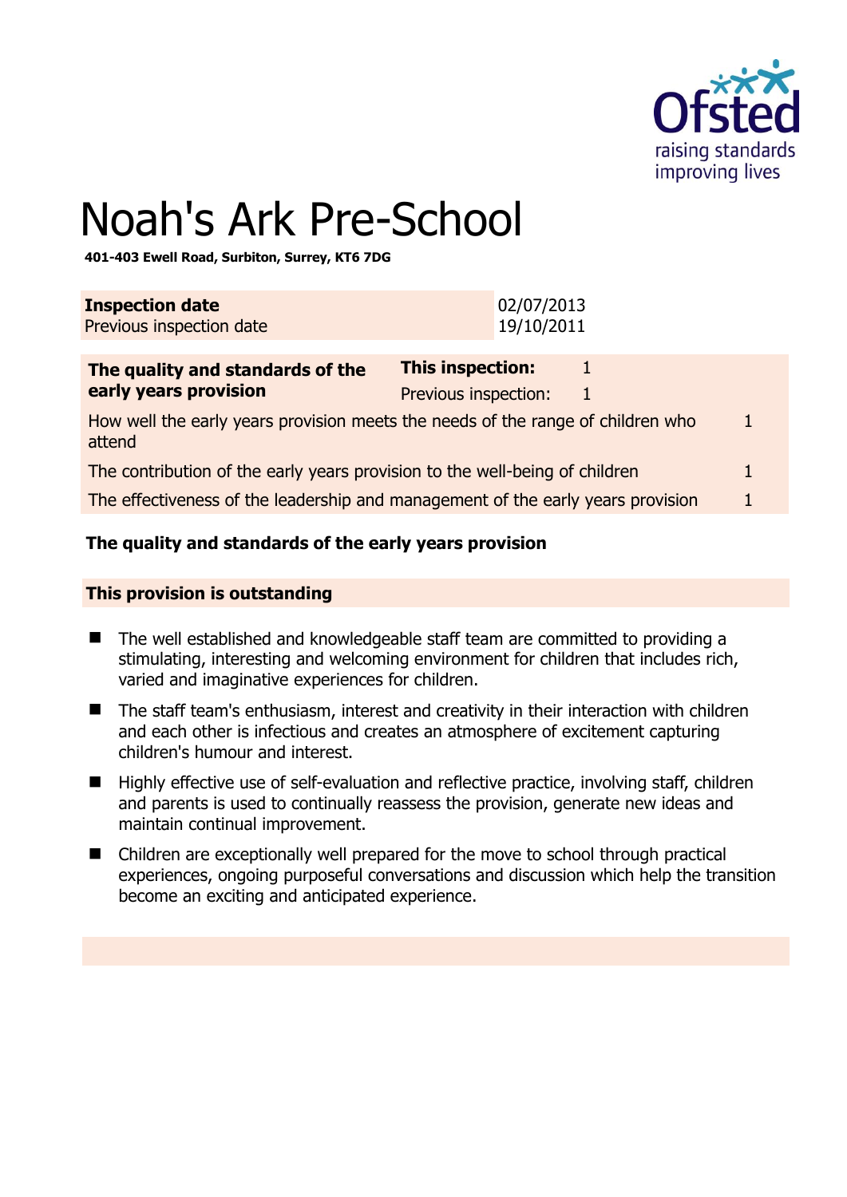# Noah's Ark Pre-School

**401-403 Ewell Road, Surbiton, Surrey, KT6 7DG**

| **Inspection date** | 02/07/2013 |
| --- | --- |
| Previous inspection date | 19/10/2011 |

| **The quality and standards of the early years provision** | **This inspection:** | 1 |
| --- | --- | --- |
| | Previous inspection: | 1 |
| How well the early years provision meets the needs of the range of children who attend | | 1 |
| The contribution of the early years provision to the well-being of children | | 1 |
| The effectiveness of the leadership and management of the early years provision | | 1 |

## The quality and standards of the early years provision

### This provision is outstanding

- The well established and knowledgeable staff team are committed to providing a stimulating, interesting and welcoming environment for children that includes rich, varied and imaginative experiences for children.
- The staff team's enthusiasm, interest and creativity in their interaction with children and each other is infectious and creates an atmosphere of excitement capturing children's humour and interest.
- Highly effective use of self-evaluation and reflective practice, involving staff, children and parents is used to continually reassess the provision, generate new ideas and maintain continual improvement.
- Children are exceptionally well prepared for the move to school through practical experiences, ongoing purposeful conversations and discussion which help the transition become an exciting and anticipated experience.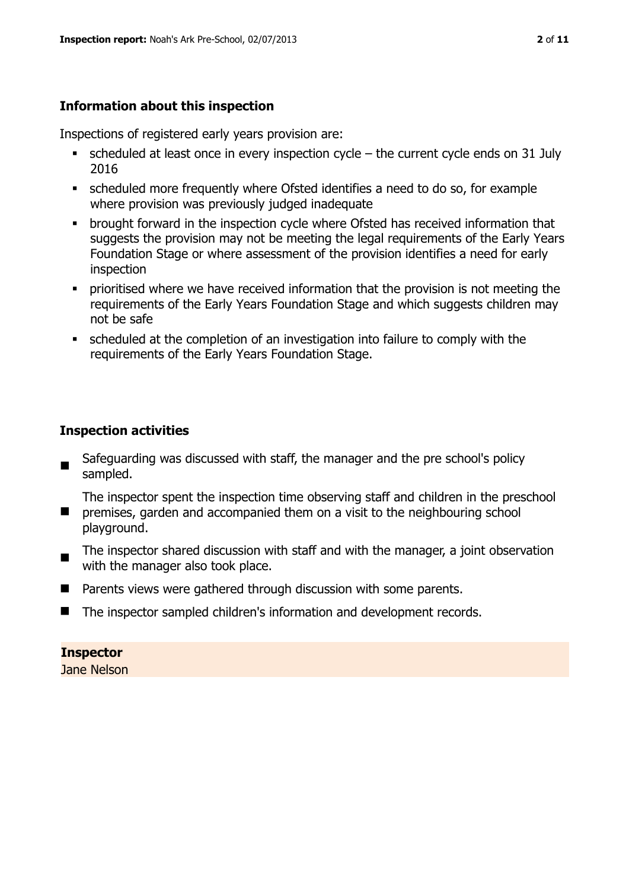## Information about this inspection

Inspections of registered early years provision are:

- scheduled at least once in every inspection cycle – the current cycle ends on 31 July 2016
- scheduled more frequently where Ofsted identifies a need to do so, for example where provision was previously judged inadequate
- brought forward in the inspection cycle where Ofsted has received information that suggests the provision may not be meeting the legal requirements of the Early Years Foundation Stage or where assessment of the provision identifies a need for early inspection
- prioritised where we have received information that the provision is not meeting the requirements of the Early Years Foundation Stage and which suggests children may not be safe
- scheduled at the completion of an investigation into failure to comply with the requirements of the Early Years Foundation Stage.

## Inspection activities

- Safeguarding was discussed with staff, the manager and the pre school's policy sampled.
- The inspector spent the inspection time observing staff and children in the preschool premises, garden and accompanied them on a visit to the neighbouring school playground.
- The inspector shared discussion with staff and with the manager, a joint observation with the manager also took place.
- Parents views were gathered through discussion with some parents.
- The inspector sampled children's information and development records.

**Inspector**

Jane Nelson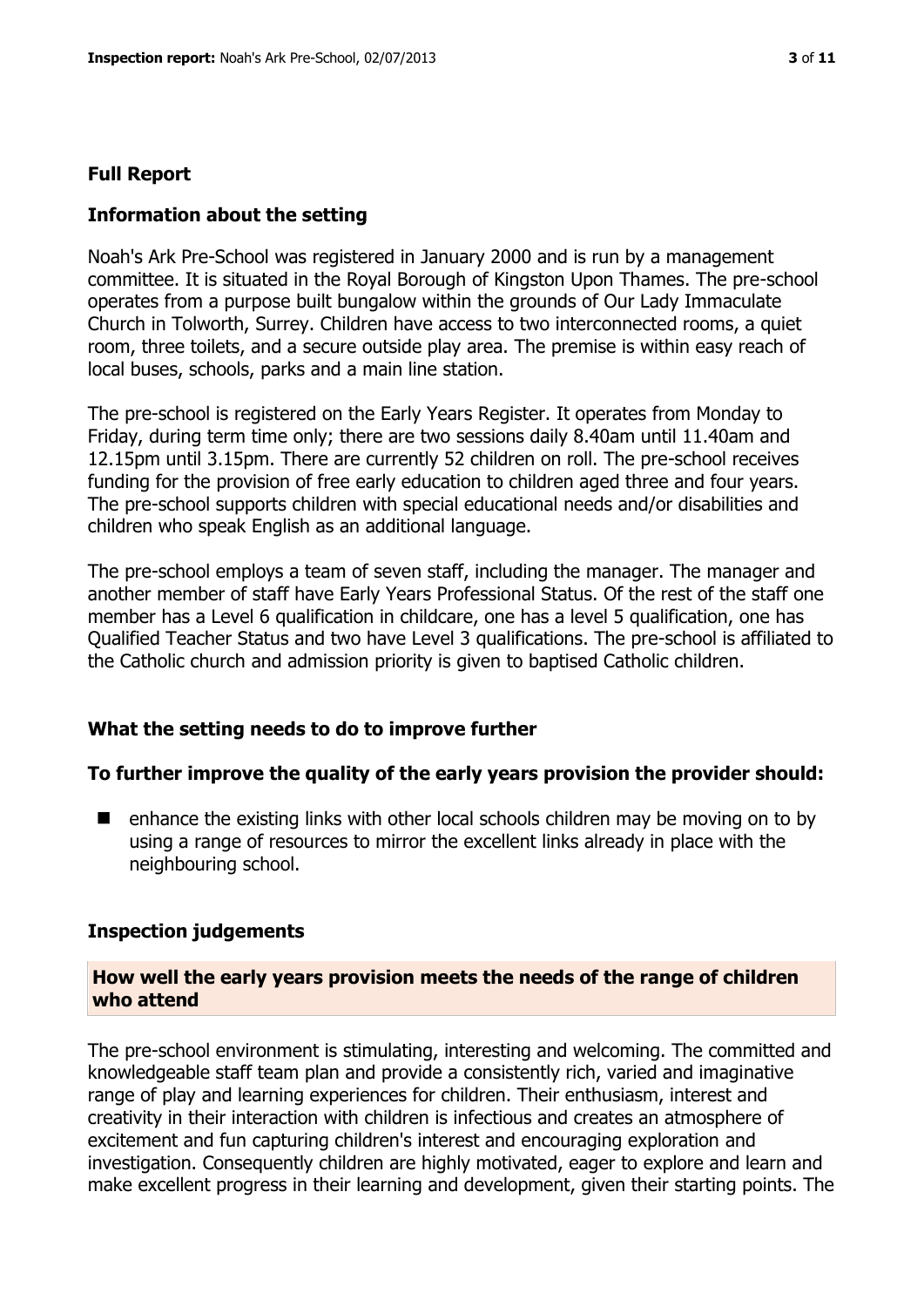## Full Report

### Information about the setting

Noah's Ark Pre-School was registered in January 2000 and is run by a management committee. It is situated in the Royal Borough of Kingston Upon Thames. The pre-school operates from a purpose built bungalow within the grounds of Our Lady Immaculate Church in Tolworth, Surrey. Children have access to two interconnected rooms, a quiet room, three toilets, and a secure outside play area. The premise is within easy reach of local buses, schools, parks and a main line station.

The pre-school is registered on the Early Years Register. It operates from Monday to Friday, during term time only; there are two sessions daily 8.40am until 11.40am and 12.15pm until 3.15pm. There are currently 52 children on roll. The pre-school receives funding for the provision of free early education to children aged three and four years. The pre-school supports children with special educational needs and/or disabilities and children who speak English as an additional language.

The pre-school employs a team of seven staff, including the manager. The manager and another member of staff have Early Years Professional Status. Of the rest of the staff one member has a Level 6 qualification in childcare, one has a level 5 qualification, one has Qualified Teacher Status and two have Level 3 qualifications. The pre-school is affiliated to the Catholic church and admission priority is given to baptised Catholic children.

### What the setting needs to do to improve further

#### To further improve the quality of the early years provision the provider should:

- enhance the existing links with other local schools children may be moving on to by using a range of resources to mirror the excellent links already in place with the neighbouring school.

### Inspection judgements

#### How well the early years provision meets the needs of the range of children who attend

The pre-school environment is stimulating, interesting and welcoming. The committed and knowledgeable staff team plan and provide a consistently rich, varied and imaginative range of play and learning experiences for children. Their enthusiasm, interest and creativity in their interaction with children is infectious and creates an atmosphere of excitement and fun capturing children's interest and encouraging exploration and investigation. Consequently children are highly motivated, eager to explore and learn and make excellent progress in their learning and development, given their starting points. The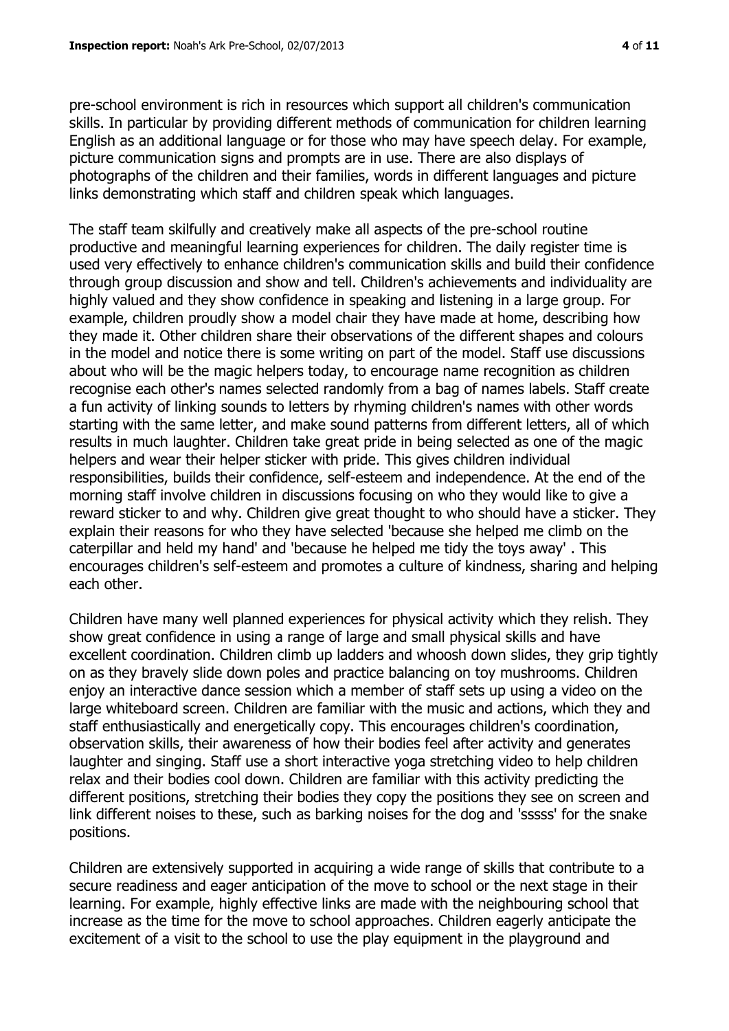pre-school environment is rich in resources which support all children's communication skills. In particular by providing different methods of communication for children learning English as an additional language or for those who may have speech delay. For example, picture communication signs and prompts are in use. There are also displays of photographs of the children and their families, words in different languages and picture links demonstrating which staff and children speak which languages.

The staff team skilfully and creatively make all aspects of the pre-school routine productive and meaningful learning experiences for children. The daily register time is used very effectively to enhance children's communication skills and build their confidence through group discussion and show and tell. Children's achievements and individuality are highly valued and they show confidence in speaking and listening in a large group. For example, children proudly show a model chair they have made at home, describing how they made it. Other children share their observations of the different shapes and colours in the model and notice there is some writing on part of the model. Staff use discussions about who will be the magic helpers today, to encourage name recognition as children recognise each other's names selected randomly from a bag of names labels. Staff create a fun activity of linking sounds to letters by rhyming children's names with other words starting with the same letter, and make sound patterns from different letters, all of which results in much laughter. Children take great pride in being selected as one of the magic helpers and wear their helper sticker with pride. This gives children individual responsibilities, builds their confidence, self-esteem and independence. At the end of the morning staff involve children in discussions focusing on who they would like to give a reward sticker to and why. Children give great thought to who should have a sticker. They explain their reasons for who they have selected 'because she helped me climb on the caterpillar and held my hand' and 'because he helped me tidy the toys away' . This encourages children's self-esteem and promotes a culture of kindness, sharing and helping each other.

Children have many well planned experiences for physical activity which they relish. They show great confidence in using a range of large and small physical skills and have excellent coordination. Children climb up ladders and whoosh down slides, they grip tightly on as they bravely slide down poles and practice balancing on toy mushrooms. Children enjoy an interactive dance session which a member of staff sets up using a video on the large whiteboard screen. Children are familiar with the music and actions, which they and staff enthusiastically and energetically copy. This encourages children's coordination, observation skills, their awareness of how their bodies feel after activity and generates laughter and singing. Staff use a short interactive yoga stretching video to help children relax and their bodies cool down. Children are familiar with this activity predicting the different positions, stretching their bodies they copy the positions they see on screen and link different noises to these, such as barking noises for the dog and 'sssss' for the snake positions.

Children are extensively supported in acquiring a wide range of skills that contribute to a secure readiness and eager anticipation of the move to school or the next stage in their learning. For example, highly effective links are made with the neighbouring school that increase as the time for the move to school approaches. Children eagerly anticipate the excitement of a visit to the school to use the play equipment in the playground and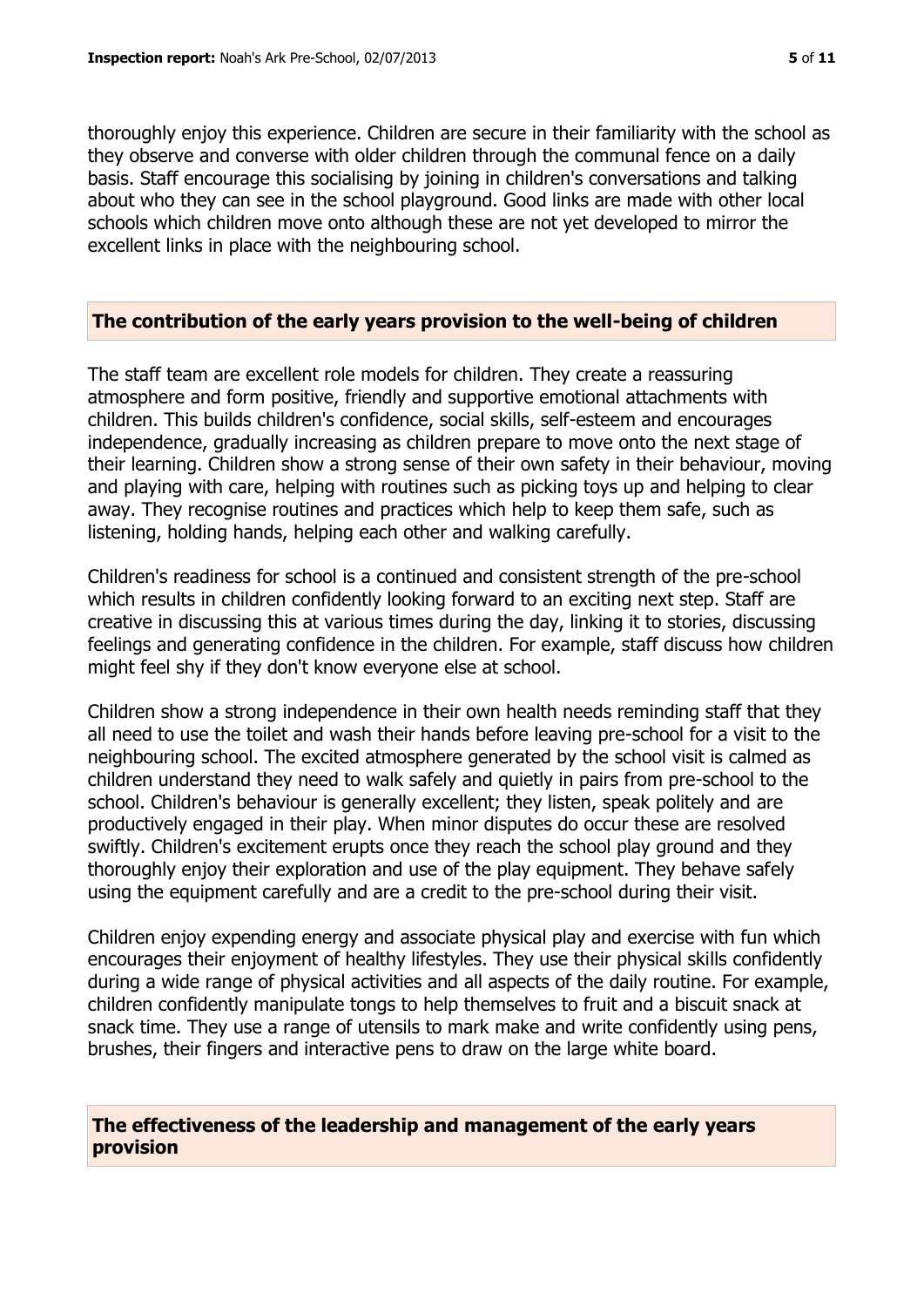thoroughly enjoy this experience. Children are secure in their familiarity with the school as they observe and converse with older children through the communal fence on a daily basis. Staff encourage this socialising by joining in children's conversations and talking about who they can see in the school playground. Good links are made with other local schools which children move onto although these are not yet developed to mirror the excellent links in place with the neighbouring school.

## The contribution of the early years provision to the well-being of children

The staff team are excellent role models for children. They create a reassuring atmosphere and form positive, friendly and supportive emotional attachments with children. This builds children's confidence, social skills, self-esteem and encourages independence, gradually increasing as children prepare to move onto the next stage of their learning. Children show a strong sense of their own safety in their behaviour, moving and playing with care, helping with routines such as picking toys up and helping to clear away. They recognise routines and practices which help to keep them safe, such as listening, holding hands, helping each other and walking carefully.

Children's readiness for school is a continued and consistent strength of the pre-school which results in children confidently looking forward to an exciting next step. Staff are creative in discussing this at various times during the day, linking it to stories, discussing feelings and generating confidence in the children. For example, staff discuss how children might feel shy if they don't know everyone else at school.

Children show a strong independence in their own health needs reminding staff that they all need to use the toilet and wash their hands before leaving pre-school for a visit to the neighbouring school. The excited atmosphere generated by the school visit is calmed as children understand they need to walk safely and quietly in pairs from pre-school to the school. Children's behaviour is generally excellent; they listen, speak politely and are productively engaged in their play. When minor disputes do occur these are resolved swiftly. Children's excitement erupts once they reach the school play ground and they thoroughly enjoy their exploration and use of the play equipment. They behave safely using the equipment carefully and are a credit to the pre-school during their visit.

Children enjoy expending energy and associate physical play and exercise with fun which encourages their enjoyment of healthy lifestyles. They use their physical skills confidently during a wide range of physical activities and all aspects of the daily routine. For example, children confidently manipulate tongs to help themselves to fruit and a biscuit snack at snack time. They use a range of utensils to mark make and write confidently using pens, brushes, their fingers and interactive pens to draw on the large white board.

## The effectiveness of the leadership and management of the early years provision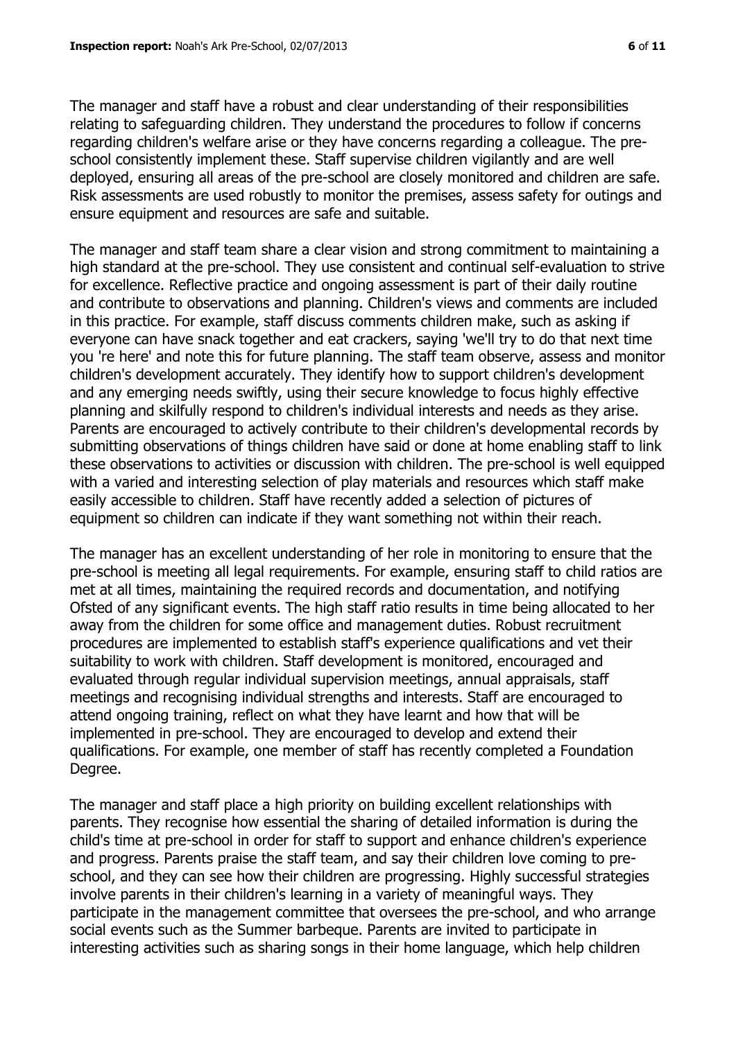The manager and staff have a robust and clear understanding of their responsibilities relating to safeguarding children. They understand the procedures to follow if concerns regarding children's welfare arise or they have concerns regarding a colleague. The pre-school consistently implement these. Staff supervise children vigilantly and are well deployed, ensuring all areas of the pre-school are closely monitored and children are safe. Risk assessments are used robustly to monitor the premises, assess safety for outings and ensure equipment and resources are safe and suitable.

The manager and staff team share a clear vision and strong commitment to maintaining a high standard at the pre-school. They use consistent and continual self-evaluation to strive for excellence. Reflective practice and ongoing assessment is part of their daily routine and contribute to observations and planning. Children's views and comments are included in this practice. For example, staff discuss comments children make, such as asking if everyone can have snack together and eat crackers, saying 'we'll try to do that next time you 're here' and note this for future planning. The staff team observe, assess and monitor children's development accurately. They identify how to support children's development and any emerging needs swiftly, using their secure knowledge to focus highly effective planning and skilfully respond to children's individual interests and needs as they arise. Parents are encouraged to actively contribute to their children's developmental records by submitting observations of things children have said or done at home enabling staff to link these observations to activities or discussion with children. The pre-school is well equipped with a varied and interesting selection of play materials and resources which staff make easily accessible to children. Staff have recently added a selection of pictures of equipment so children can indicate if they want something not within their reach.

The manager has an excellent understanding of her role in monitoring to ensure that the pre-school is meeting all legal requirements. For example, ensuring staff to child ratios are met at all times, maintaining the required records and documentation, and notifying Ofsted of any significant events. The high staff ratio results in time being allocated to her away from the children for some office and management duties. Robust recruitment procedures are implemented to establish staff's experience qualifications and vet their suitability to work with children. Staff development is monitored, encouraged and evaluated through regular individual supervision meetings, annual appraisals, staff meetings and recognising individual strengths and interests. Staff are encouraged to attend ongoing training, reflect on what they have learnt and how that will be implemented in pre-school. They are encouraged to develop and extend their qualifications. For example, one member of staff has recently completed a Foundation Degree.

The manager and staff place a high priority on building excellent relationships with parents. They recognise how essential the sharing of detailed information is during the child's time at pre-school in order for staff to support and enhance children's experience and progress. Parents praise the staff team, and say their children love coming to pre-school, and they can see how their children are progressing. Highly successful strategies involve parents in their children's learning in a variety of meaningful ways. They participate in the management committee that oversees the pre-school, and who arrange social events such as the Summer barbeque. Parents are invited to participate in interesting activities such as sharing songs in their home language, which help children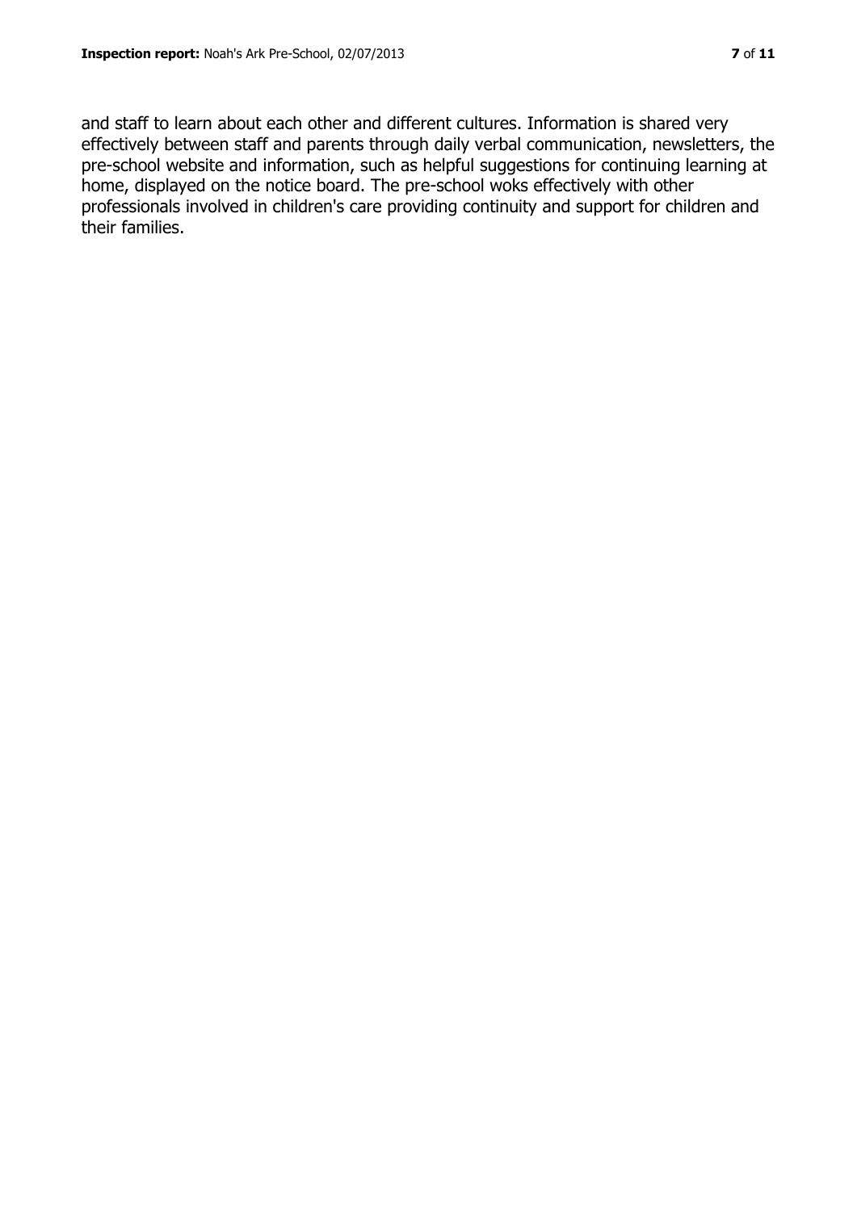and staff to learn about each other and different cultures. Information is shared very effectively between staff and parents through daily verbal communication, newsletters, the pre-school website and information, such as helpful suggestions for continuing learning at home, displayed on the notice board. The pre-school woks effectively with other professionals involved in children's care providing continuity and support for children and their families.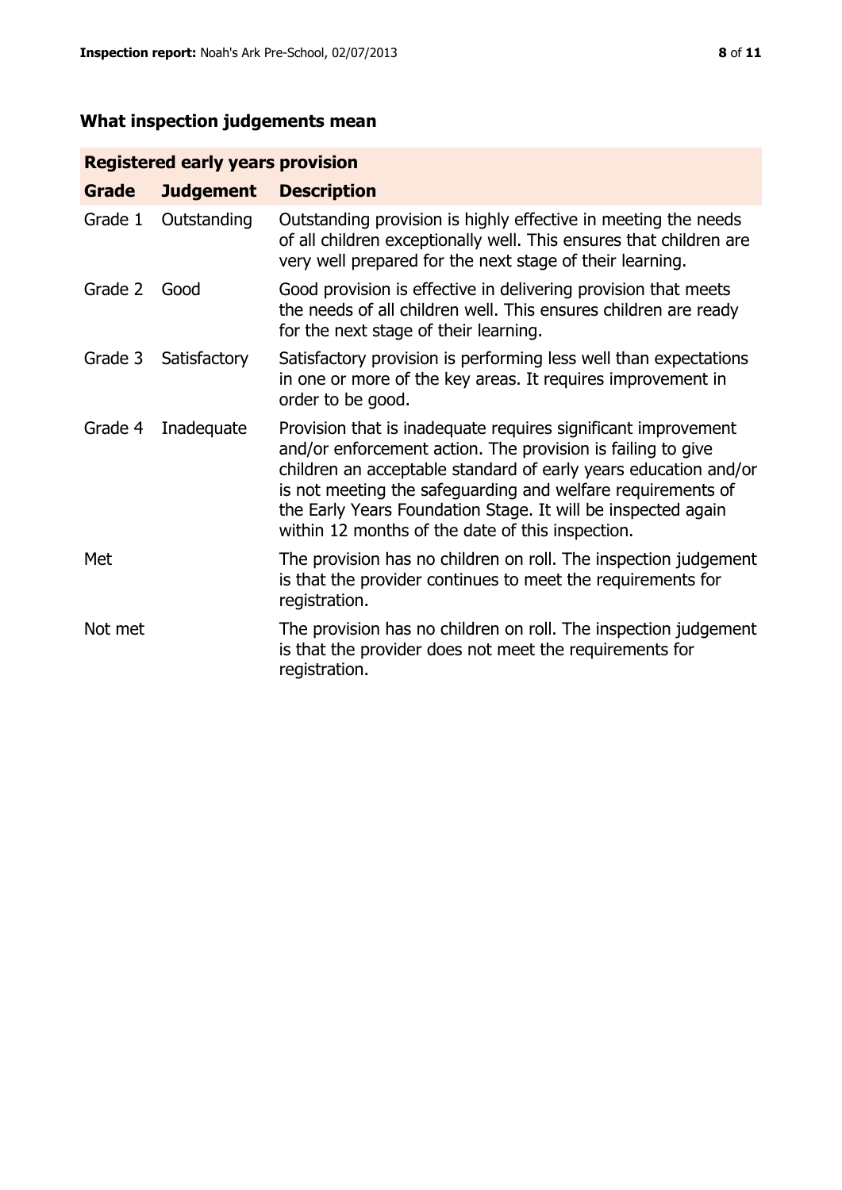## What inspection judgements mean

| Registered early years provision | | |
|---|---|---|
| **Grade** | **Judgement** | **Description** |
| Grade 1 | Outstanding | Outstanding provision is highly effective in meeting the needs of all children exceptionally well. This ensures that children are very well prepared for the next stage of their learning. |
| Grade 2 | Good | Good provision is effective in delivering provision that meets the needs of all children well. This ensures children are ready for the next stage of their learning. |
| Grade 3 | Satisfactory | Satisfactory provision is performing less well than expectations in one or more of the key areas. It requires improvement in order to be good. |
| Grade 4 | Inadequate | Provision that is inadequate requires significant improvement and/or enforcement action. The provision is failing to give children an acceptable standard of early years education and/or is not meeting the safeguarding and welfare requirements of the Early Years Foundation Stage. It will be inspected again within 12 months of the date of this inspection. |
| Met | | The provision has no children on roll. The inspection judgement is that the provider continues to meet the requirements for registration. |
| Not met | | The provision has no children on roll. The inspection judgement is that the provider does not meet the requirements for registration. |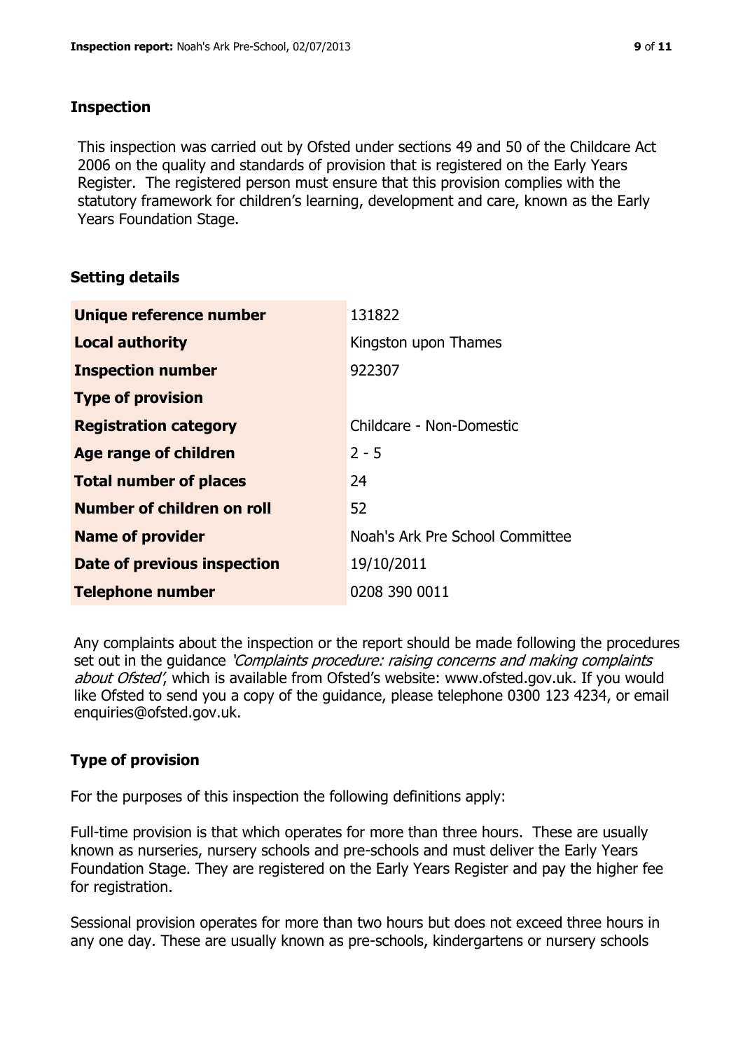## Inspection

This inspection was carried out by Ofsted under sections 49 and 50 of the Childcare Act 2006 on the quality and standards of provision that is registered on the Early Years Register. The registered person must ensure that this provision complies with the statutory framework for children's learning, development and care, known as the Early Years Foundation Stage.

## Setting details

| | |
|---|---|
| **Unique reference number** | 131822 |
| **Local authority** | Kingston upon Thames |
| **Inspection number** | 922307 |
| **Type of provision** | |
| **Registration category** | Childcare - Non-Domestic |
| **Age range of children** | 2 - 5 |
| **Total number of places** | 24 |
| **Number of children on roll** | 52 |
| **Name of provider** | Noah's Ark Pre School Committee |
| **Date of previous inspection** | 19/10/2011 |
| **Telephone number** | 0208 390 0011 |

Any complaints about the inspection or the report should be made following the procedures set out in the guidance *'Complaints procedure: raising concerns and making complaints about Ofsted'*, which is available from Ofsted's website: www.ofsted.gov.uk. If you would like Ofsted to send you a copy of the guidance, please telephone 0300 123 4234, or email enquiries@ofsted.gov.uk.

## Type of provision

For the purposes of this inspection the following definitions apply:

Full-time provision is that which operates for more than three hours. These are usually known as nurseries, nursery schools and pre-schools and must deliver the Early Years Foundation Stage. They are registered on the Early Years Register and pay the higher fee for registration.

Sessional provision operates for more than two hours but does not exceed three hours in any one day. These are usually known as pre-schools, kindergartens or nursery schools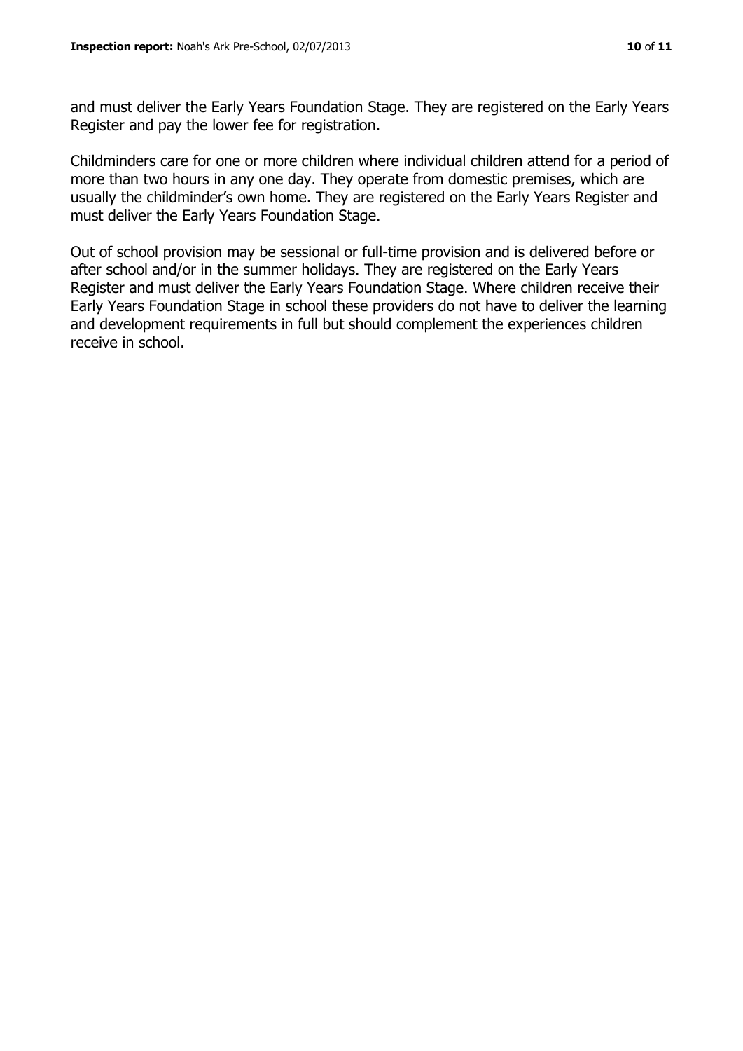and must deliver the Early Years Foundation Stage. They are registered on the Early Years Register and pay the lower fee for registration.

Childminders care for one or more children where individual children attend for a period of more than two hours in any one day. They operate from domestic premises, which are usually the childminder's own home. They are registered on the Early Years Register and must deliver the Early Years Foundation Stage.

Out of school provision may be sessional or full-time provision and is delivered before or after school and/or in the summer holidays. They are registered on the Early Years Register and must deliver the Early Years Foundation Stage. Where children receive their Early Years Foundation Stage in school these providers do not have to deliver the learning and development requirements in full but should complement the experiences children receive in school.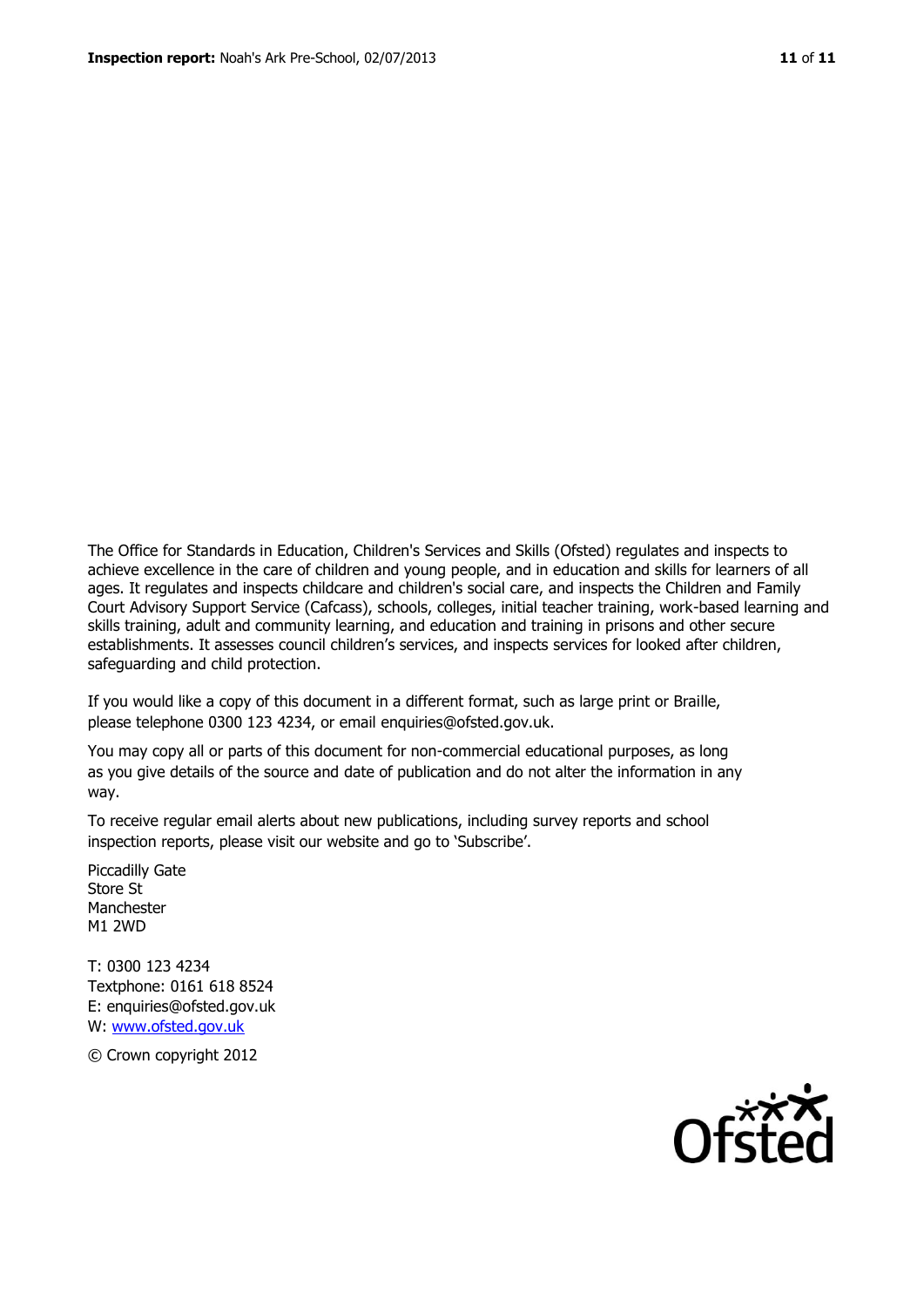The Office for Standards in Education, Children's Services and Skills (Ofsted) regulates and inspects to achieve excellence in the care of children and young people, and in education and skills for learners of all ages. It regulates and inspects childcare and children's social care, and inspects the Children and Family Court Advisory Support Service (Cafcass), schools, colleges, initial teacher training, work-based learning and skills training, adult and community learning, and education and training in prisons and other secure establishments. It assesses council children's services, and inspects services for looked after children, safeguarding and child protection.

If you would like a copy of this document in a different format, such as large print or Braille, please telephone 0300 123 4234, or email enquiries@ofsted.gov.uk.

You may copy all or parts of this document for non-commercial educational purposes, as long as you give details of the source and date of publication and do not alter the information in any way.

To receive regular email alerts about new publications, including survey reports and school inspection reports, please visit our website and go to 'Subscribe'.

Piccadilly Gate
Store St
Manchester
M1 2WD

T: 0300 123 4234
Textphone: 0161 618 8524
E: enquiries@ofsted.gov.uk
W: www.ofsted.gov.uk

© Crown copyright 2012